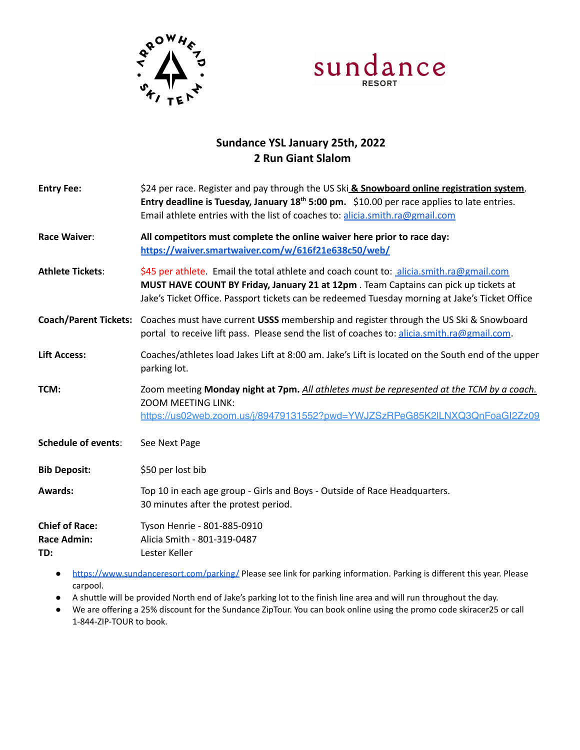# Sundance YSL January 25th, 2022
## 2 Run Giant Slalom

**Entry Fee:** $24 per race. Register and pay through the US Ski **& Snowboard online registration system**. **Entry deadline is Tuesday, January 18th 5:00 pm.** $10.00 per race applies to late entries. Email athlete entries with the list of coaches to: alicia.smith.ra@gmail.com

**Race Waiver:** **All competitors must complete the online waiver here prior to race day: https://waiver.smartwaiver.com/w/616f21e638c50/web/**

**Athlete Tickets:** $45 per athlete. Email the total athlete and coach count to: alicia.smith.ra@gmail.com **MUST HAVE COUNT BY Friday, January 21 at 12pm**. Team Captains can pick up tickets at Jake's Ticket Office. Passport tickets can be redeemed Tuesday morning at Jake's Ticket Office

**Coach/Parent Tickets:** Coaches must have current **USSS** membership and register through the US Ski & Snowboard portal to receive lift pass. Please send the list of coaches to: alicia.smith.ra@gmail.com.

**Lift Access:** Coaches/athletes load Jakes Lift at 8:00 am. Jake's Lift is located on the South end of the upper parking lot.

**TCM:** Zoom meeting **Monday night at 7pm.** *All athletes must be represented at the TCM by a coach.* ZOOM MEETING LINK: https://us02web.zoom.us/j/89479131552?pwd=YWJZSzRPeG85K2lLNXQ3QnFoaGI2Zz09

**Schedule of events:** See Next Page

**Bib Deposit:** $50 per lost bib

**Awards:** Top 10 in each age group - Girls and Boys - Outside of Race Headquarters. 30 minutes after the protest period.

**Chief of Race:** Tyson Henrie - 801-885-0910
**Race Admin:** Alicia Smith - 801-319-0487
**TD:** Lester Keller

- https://www.sundanceresort.com/parking/ Please see link for parking information. Parking is different this year. Please carpool.
- A shuttle will be provided North end of Jake's parking lot to the finish line area and will run throughout the day.
- We are offering a 25% discount for the Sundance ZipTour. You can book online using the promo code skiracer25 or call 1-844-ZIP-TOUR to book.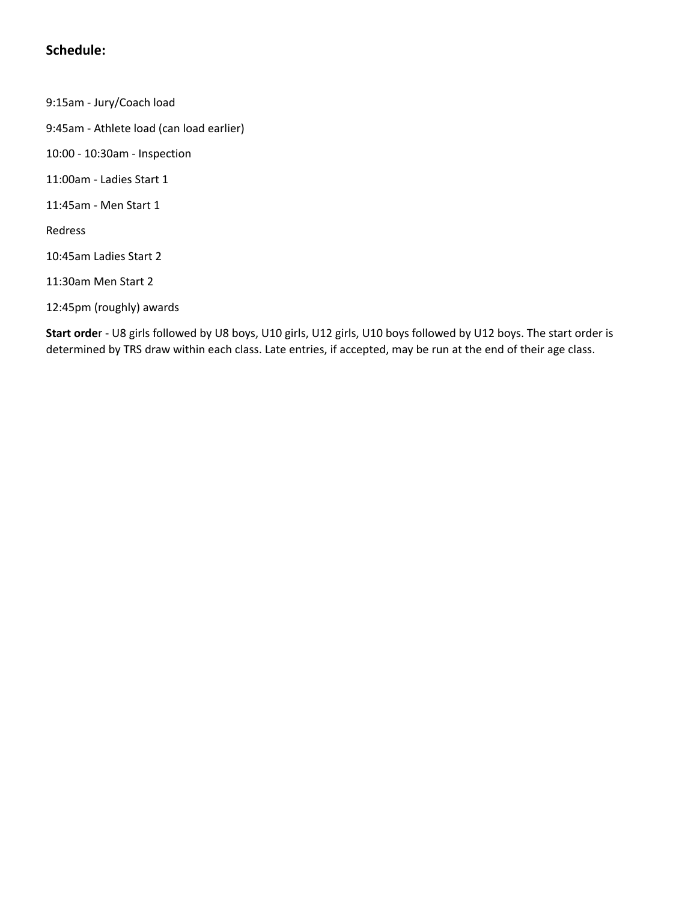## Schedule:

9:15am - Jury/Coach load

9:45am - Athlete load (can load earlier)

10:00 - 10:30am - Inspection

11:00am - Ladies Start 1

11:45am - Men Start 1

Redress

10:45am Ladies Start 2

11:30am Men Start 2

12:45pm (roughly) awards

**Start orde**r - U8 girls followed by U8 boys, U10 girls, U12 girls, U10 boys followed by U12 boys. The start order is determined by TRS draw within each class. Late entries, if accepted, may be run at the end of their age class.